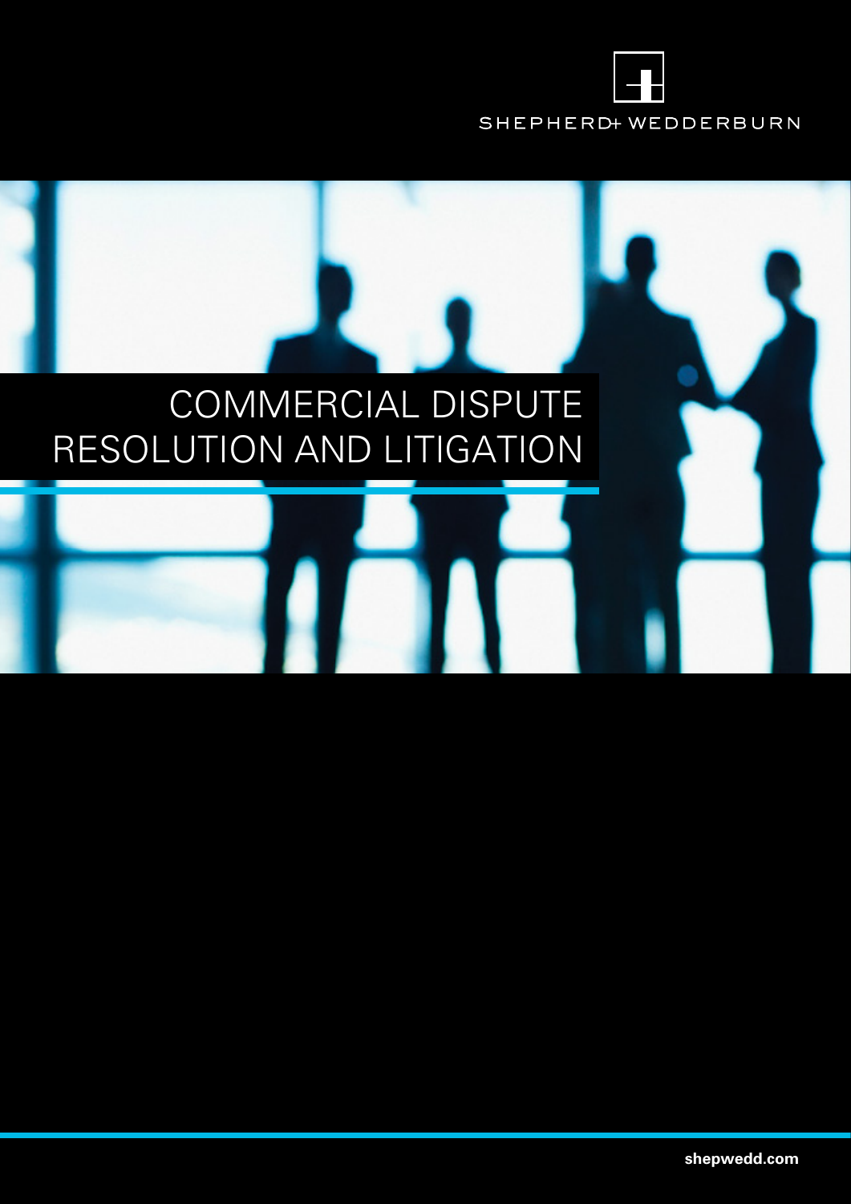SHEPHERD+ WEDDERBURN

# COMMERCIAL DISPUTE RESOLUTION AND LITIGATION

**shepwedd.com**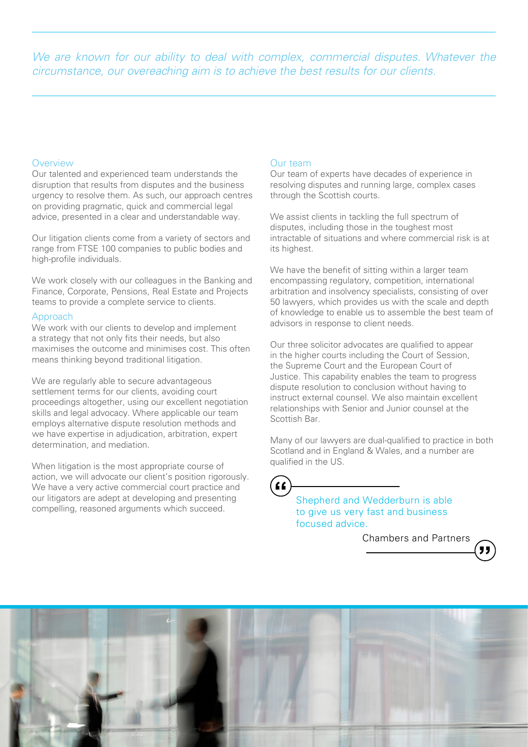*We are known for our ability to deal with complex, commercial disputes. Whatever the circumstance, our overeaching aim is to achieve the best results for our clients.*

## Overview

Our talented and experienced team understands the disruption that results from disputes and the business urgency to resolve them. As such, our approach centres on providing pragmatic, quick and commercial legal advice, presented in a clear and understandable way.

Our litigation clients come from a variety of sectors and range from FTSE 100 companies to public bodies and high-profile individuals.

We work closely with our colleagues in the Banking and Finance, Corporate, Pensions, Real Estate and Projects teams to provide a complete service to clients.

## Approach

We work with our clients to develop and implement a strategy that not only fits their needs, but also maximises the outcome and minimises cost. This often means thinking beyond traditional litigation.

We are regularly able to secure advantageous settlement terms for our clients, avoiding court proceedings altogether, using our excellent negotiation skills and legal advocacy. Where applicable our team employs alternative dispute resolution methods and we have expertise in adjudication, arbitration, expert determination, and mediation.

When litigation is the most appropriate course of action, we will advocate our client's position rigorously. We have a very active commercial court practice and our litigators are adept at developing and presenting compelling, reasoned arguments which succeed.

## Our team

Our team of experts have decades of experience in resolving disputes and running large, complex cases through the Scottish courts.

We assist clients in tackling the full spectrum of disputes, including those in the toughest most intractable of situations and where commercial risk is at its highest.

We have the benefit of sitting within a larger team encompassing regulatory, competition, international arbitration and insolvency specialists, consisting of over 50 lawyers, which provides us with the scale and depth of knowledge to enable us to assemble the best team of advisors in response to client needs.

Our three solicitor advocates are qualified to appear in the higher courts including the Court of Session, the Supreme Court and the European Court of Justice. This capability enables the team to progress dispute resolution to conclusion without having to instruct external counsel. We also maintain excellent relationships with Senior and Junior counsel at the Scottish Bar.

Many of our lawyers are dual-qualified to practice in both Scotland and in England & Wales, and a number are qualified in the US.

> Shepherd and Wedderburn is able to give us very fast and business focused advice.
>
> Chambers and Partners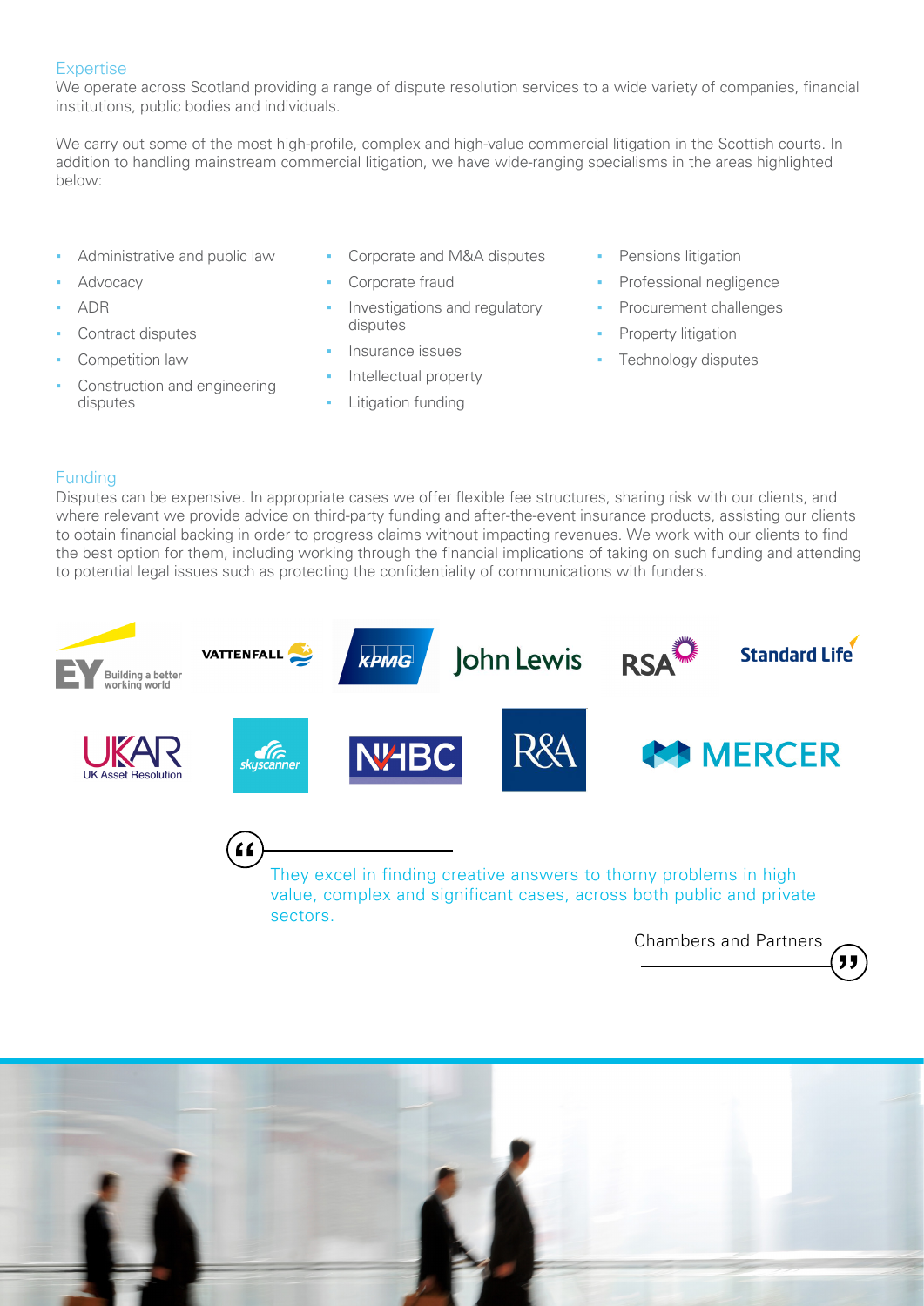## Expertise

We operate across Scotland providing a range of dispute resolution services to a wide variety of companies, financial institutions, public bodies and individuals.

We carry out some of the most high-profile, complex and high-value commercial litigation in the Scottish courts. In addition to handling mainstream commercial litigation, we have wide-ranging specialisms in the areas highlighted below:

- Administrative and public law
- Advocacy
- ADR
- Contract disputes
- Competition law
- Construction and engineering disputes
- Corporate and M&A disputes
- Corporate fraud
- Investigations and regulatory disputes
- Insurance issues
- Intellectual property
- Litigation funding
- Pensions litigation
- Professional negligence
- Procurement challenges
- Property litigation
- Technology disputes

## Funding

Disputes can be expensive. In appropriate cases we offer flexible fee structures, sharing risk with our clients, and where relevant we provide advice on third-party funding and after-the-event insurance products, assisting our clients to obtain financial backing in order to progress claims without impacting revenues. We work with our clients to find the best option for them, including working through the financial implications of taking on such funding and attending to potential legal issues such as protecting the confidentiality of communications with funders.

> They excel in finding creative answers to thorny problems in high value, complex and significant cases, across both public and private sectors.
>
> Chambers and Partners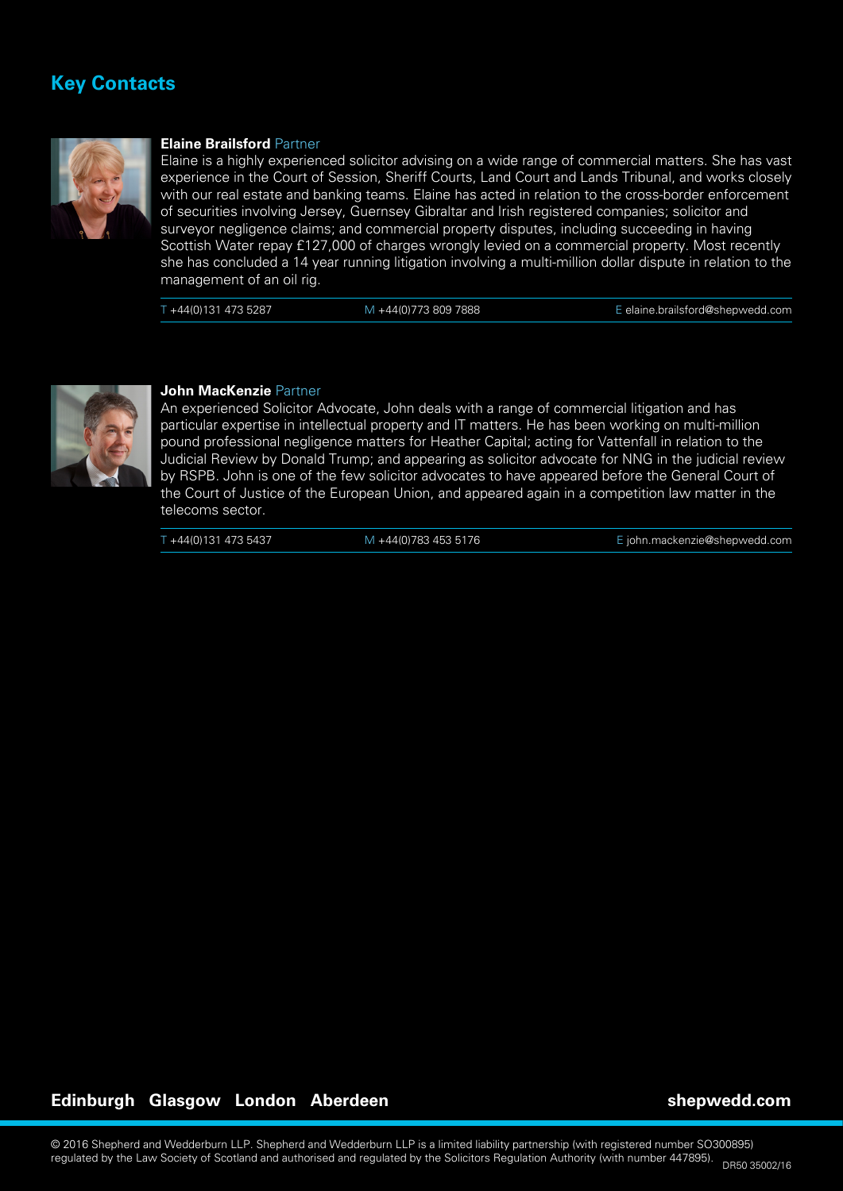## Key Contacts

**Elaine Brailsford** Partner

Elaine is a highly experienced solicitor advising on a wide range of commercial matters. She has vast experience in the Court of Session, Sheriff Courts, Land Court and Lands Tribunal, and works closely with our real estate and banking teams. Elaine has acted in relation to the cross-border enforcement of securities involving Jersey, Guernsey Gibraltar and Irish registered companies; solicitor and surveyor negligence claims; and commercial property disputes, including succeeding in having Scottish Water repay £127,000 of charges wrongly levied on a commercial property. Most recently she has concluded a 14 year running litigation involving a multi-million dollar dispute in relation to the management of an oil rig.

T +44(0)131 473 5287 M +44(0)773 809 7888 E elaine.brailsford@shepwedd.com

**John MacKenzie** Partner

An experienced Solicitor Advocate, John deals with a range of commercial litigation and has particular expertise in intellectual property and IT matters. He has been working on multi-million pound professional negligence matters for Heather Capital; acting for Vattenfall in relation to the Judicial Review by Donald Trump; and appearing as solicitor advocate for NNG in the judicial review by RSPB. John is one of the few solicitor advocates to have appeared before the General Court of the Court of Justice of the European Union, and appeared again in a competition law matter in the telecoms sector.

T +44(0)131 473 5437 M +44(0)783 453 5176 E john.mackenzie@shepwedd.com

**Edinburgh Glasgow London Aberdeen** **shepwedd.com**

© 2016 Shepherd and Wedderburn LLP. Shepherd and Wedderburn LLP is a limited liability partnership (with registered number SO300895) regulated by the Law Society of Scotland and authorised and regulated by the Solicitors Regulation Authority (with number 447895). DR50 35002/16